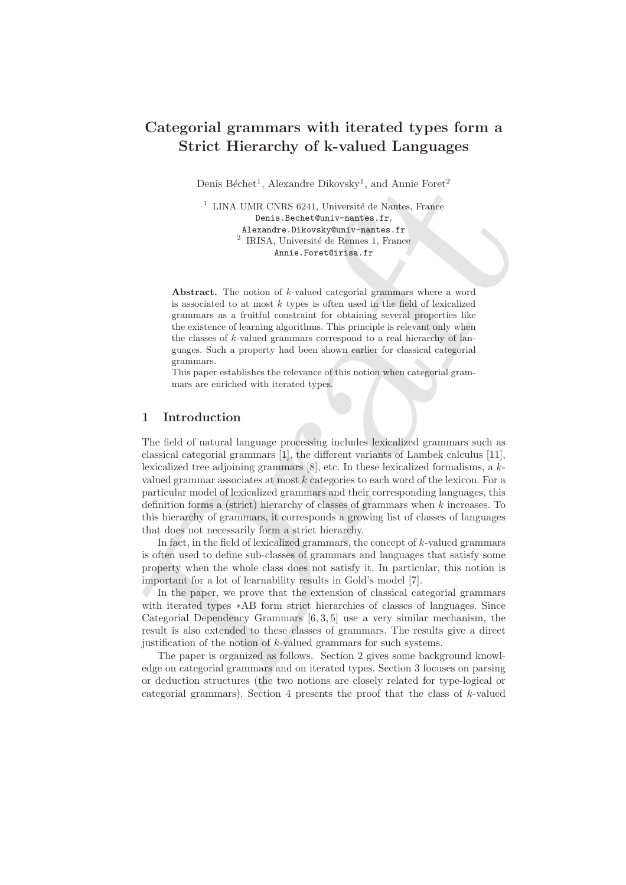# Categorial grammars with iterated types form a Strict Hierarchy of k-valued Languages

Denis Béchet[1], Alexandre Dikovsky[1], and Annie Foret[2]

[1] LINA UMR CNRS 6241, Université de Nantes, France
Denis.Bechet@univ-nantes.fr,
Alexandre.Dikovsky@univ-nantes.fr
[2] IRISA, Université de Rennes 1, France
Annie.Foret@irisa.fr

**Abstract.** The notion of $k$-valued categorial grammars where a word is associated to at most $k$ types is often used in the field of lexicalized grammars as a fruitful constraint for obtaining several properties like the existence of learning algorithms. This principle is relevant only when the classes of $k$-valued grammars correspond to a real hierarchy of languages. Such a property had been shown earlier for classical categorial grammars.
This paper establishes the relevance of this notion when categorial grammars are enriched with iterated types.

## 1 Introduction

The field of natural language processing includes lexicalized grammars such as classical categorial grammars [1], the different variants of Lambek calculus [11], lexicalized tree adjoining grammars [8], etc. In these lexicalized formalisms, a $k$-valued grammar associates at most $k$ categories to each word of the lexicon. For a particular model of lexicalized grammars and their corresponding languages, this definition forms a (strict) hierarchy of classes of grammars when $k$ increases. To this hierarchy of grammars, it corresponds a growing list of classes of languages that does not necessarily form a strict hierarchy.

In fact, in the field of lexicalized grammars, the concept of $k$-valued grammars is often used to define sub-classes of grammars and languages that satisfy some property when the whole class does not satisfy it. In particular, this notion is important for a lot of learnability results in Gold's model [7].

In the paper, we prove that the extension of classical categorial grammars with iterated types $*$AB form strict hierarchies of classes of languages. Since Categorial Dependency Grammars [6, 3, 5] use a very similar mechanism, the result is also extended to these classes of grammars. The results give a direct justification of the notion of $k$-valued grammars for such systems.

The paper is organized as follows. Section 2 gives some background knowledge on categorial grammars and on iterated types. Section 3 focuses on parsing or deduction structures (the two notions are closely related for type-logical or categorial grammars). Section 4 presents the proof that the class of $k$-valued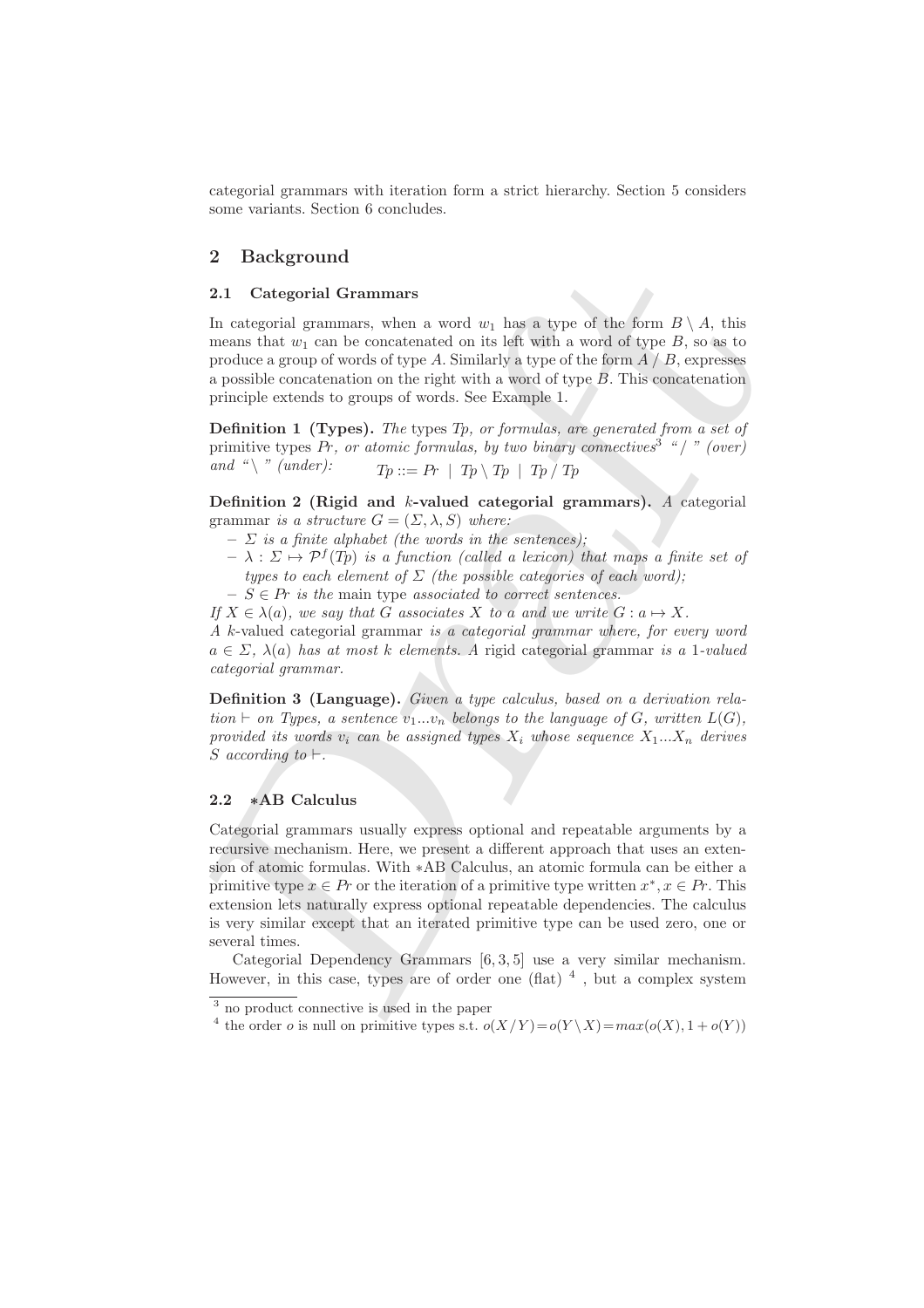categorial grammars with iteration form a strict hierarchy. Section 5 considers some variants. Section 6 concludes.

## 2 Background

### 2.1 Categorial Grammars

In categorial grammars, when a word $w_1$ has a type of the form $B \setminus A$, this means that $w_1$ can be concatenated on its left with a word of type $B$, so as to produce a group of words of type $A$. Similarly a type of the form $A \,/\, B$, expresses a possible concatenation on the right with a word of type $B$. This concatenation principle extends to groups of words. See Example 1.

**Definition 1 (Types).** *The* types *Tp, or formulas, are generated from a set of* primitive types *Pr, or atomic formulas, by two binary connectives*[3] *" / " (over) and " \ " (under):* $\quad Tp ::= Pr \;|\; Tp \setminus Tp \;|\; Tp \,/\, Tp$

**Definition 2 (Rigid and $k$-valued categorial grammars).** *A* categorial grammar *is a structure $G = (\Sigma, \lambda, S)$ where:*

- *$\Sigma$ is a finite alphabet (the words in the sentences);*
- *$\lambda : \Sigma \mapsto \mathcal{P}^f(Tp)$ is a function (called a lexicon) that maps a finite set of types to each element of $\Sigma$ (the possible categories of each word);*
- *$S \in Pr$ is the* main type *associated to correct sentences.*

*If $X \in \lambda(a)$, we say that $G$ associates $X$ to $a$ and we write $G : a \mapsto X$.*
*A $k$-valued categorial grammar is a categorial grammar where, for every word $a \in \Sigma$, $\lambda(a)$ has at most $k$ elements. A* rigid categorial grammar *is a 1-valued categorial grammar.*

**Definition 3 (Language).** *Given a type calculus, based on a derivation relation $\vdash$ on Types, a sentence $v_1 ... v_n$ belongs to the language of $G$, written $L(G)$, provided its words $v_i$ can be assigned types $X_i$ whose sequence $X_1 ... X_n$ derives $S$ according to $\vdash$.*

### 2.2 $*$AB Calculus

Categorial grammars usually express optional and repeatable arguments by a recursive mechanism. Here, we present a different approach that uses an extension of atomic formulas. With $*$AB Calculus, an atomic formula can be either a primitive type $x \in Pr$ or the iteration of a primitive type written $x^*, x \in Pr$. This extension lets naturally express optional repeatable dependencies. The calculus is very similar except that an iterated primitive type can be used zero, one or several times.

Categorial Dependency Grammars [6, 3, 5] use a very similar mechanism. However, in this case, types are of order one (flat) [4], but a complex system

[3] no product connective is used in the paper

[4] the order $o$ is null on primitive types s.t. $o(X/Y) = o(Y \setminus X) = max(o(X), 1 + o(Y))$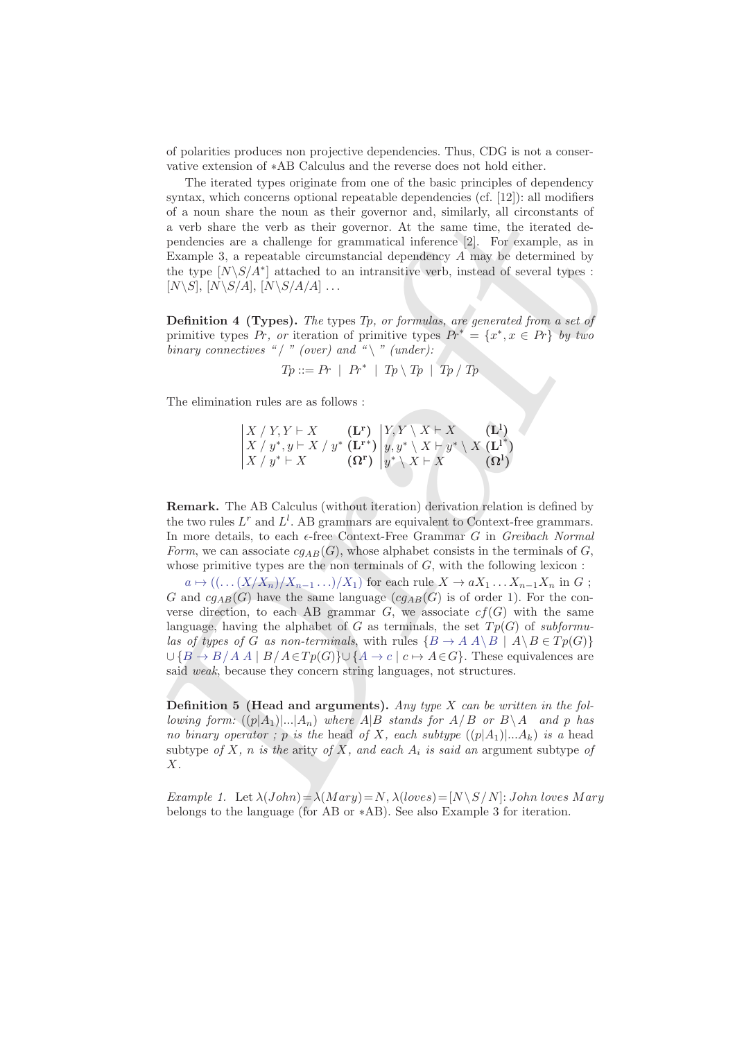of polarities produces non projective dependencies. Thus, CDG is not a conservative extension of ∗AB Calculus and the reverse does not hold either.

The iterated types originate from one of the basic principles of dependency syntax, which concerns optional repeatable dependencies (cf. [12]): all modifiers of a noun share the noun as their governor and, similarly, all circonstants of a verb share the verb as their governor. At the same time, the iterated dependencies are a challenge for grammatical inference [2]. For example, as in Example 3, a repeatable circumstancial dependency $A$ may be determined by the type $[N\backslash S/A^*]$ attached to an intransitive verb, instead of several types : $[N\backslash S]$, $[N\backslash S/A]$, $[N\backslash S/A/A]$ ...

**Definition 4 (Types).** *The* types $Tp$*, or formulas, are generated from a set of* primitive types $Pr$*, or* iteration of primitive types $Pr^* = \{x^*, x \in Pr\}$ *by two binary connectives "/" (over) and "\" (under):*

$$Tp ::= Pr \mid Pr^* \mid Tp \backslash Tp \mid Tp \,/\, Tp$$

The elimination rules are as follows :

$$\begin{array}{|lr|lr}
X \,/\, Y, Y \vdash X & (\mathbf{L^r}) & Y, Y \backslash X \vdash X & (\mathbf{L^l}) \\
X \,/\, y^*, y \vdash X \,/\, y^* & (\mathbf{L^{r*}}) & y, y^* \backslash X \vdash y^* \backslash X & (\mathbf{L^{l^*}}) \\
X \,/\, y^* \vdash X & (\mathbf{\Omega^r}) & y^* \backslash X \vdash X & (\mathbf{\Omega^l})
\end{array}$$

**Remark.** The AB Calculus (without iteration) derivation relation is defined by the two rules $L^r$ and $L^l$. AB grammars are equivalent to Context-free grammars. In more details, to each $\epsilon$-free Context-Free Grammar $G$ in *Greibach Normal Form*, we can associate $cg_{AB}(G)$, whose alphabet consists in the terminals of $G$, whose primitive types are the non terminals of $G$, with the following lexicon :

$a \mapsto ((\ldots(X/X_n)/X_{n-1}\ldots)/X_1)$ for each rule $X \to aX_1 \ldots X_{n-1}X_n$ in $G$ ; $G$ and $cg_{AB}(G)$ have the same language ($cg_{AB}(G)$ is of order 1). For the converse direction, to each AB grammar $G$, we associate $cf(G)$ with the same language, having the alphabet of $G$ as terminals, the set $Tp(G)$ of *subformulas of types of* $G$ *as non-terminals*, with rules $\{B \to A\ A\backslash B \mid A\backslash B \in Tp(G)\}$ $\cup \{B \to B/A\ A \mid B/A \in Tp(G)\} \cup \{A \to c \mid c \mapsto A \in G\}$. These equivalences are said *weak*, because they concern string languages, not structures.

**Definition 5 (Head and arguments).** *Any type* $X$ *can be written in the following form:* $((p|A_1)|...|A_n)$ *where* $A|B$ *stands for* $A/B$ *or* $B\backslash A$ *and* $p$ *has no binary operator ;* $p$ *is the* head *of* $X$*, each subtype* $((p|A_1)|...A_k)$ *is a* head subtype *of* $X$*,* $n$ *is the* arity *of* $X$*, and each* $A_i$ *is said an* argument subtype *of* $X$*.*

*Example 1.* Let $\lambda(John) = \lambda(Mary) = N$, $\lambda(loves) = [N\backslash S/N]$: *John loves Mary* belongs to the language (for AB or ∗AB). See also Example 3 for iteration.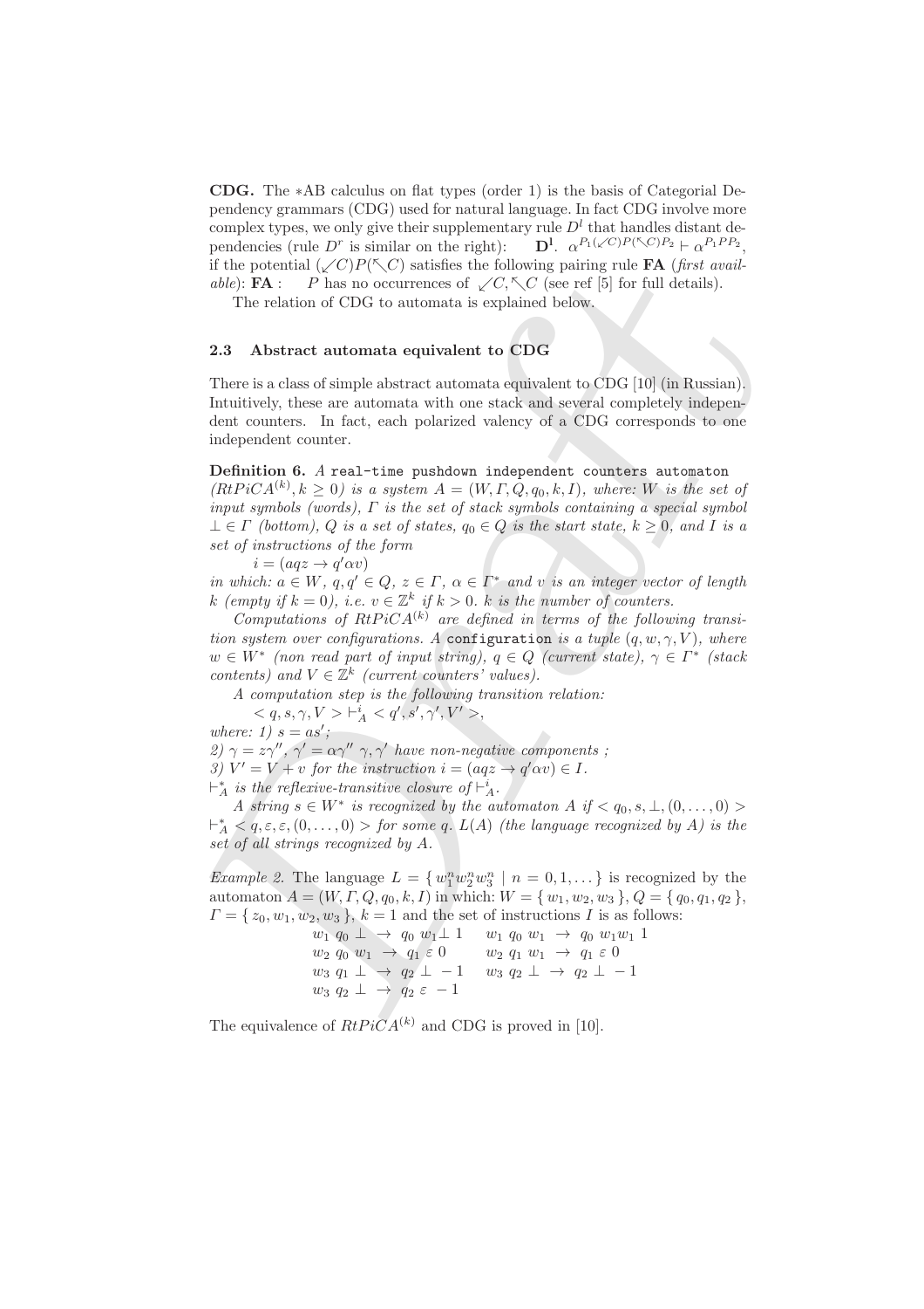**CDG.** The $*$AB calculus on flat types (order 1) is the basis of Categorial Dependency grammars (CDG) used for natural language. In fact CDG involve more complex types, we only give their supplementary rule $D^l$ that handles distant dependencies (rule $D^r$ is similar on the right): $\quad$ **D$^{\mathbf{l}}$**. $\alpha^{P_1(\swarrow C)P(\nwarrow C)P_2} \vdash \alpha^{P_1PP_2}$, if the potential $(\swarrow C)P(\nwarrow C)$ satisfies the following pairing rule **FA** (*first available*): **FA** : $\quad P$ has no occurrences of $\swarrow C, \nwarrow C$ (see ref [5] for full details).

The relation of CDG to automata is explained below.

### 2.3 Abstract automata equivalent to CDG

There is a class of simple abstract automata equivalent to CDG [10] (in Russian). Intuitively, these are automata with one stack and several completely independent counters. In fact, each polarized valency of a CDG corresponds to one independent counter.

**Definition 6.** *A* `real-time pushdown independent counters automaton` *($RtPiCA^{(k)}, k \geq 0$) is a system $A = (W, \Gamma, Q, q_0, k, I)$, where: $W$ is the set of input symbols (words), $\Gamma$ is the set of stack symbols containing a special symbol $\bot \in \Gamma$ (bottom), $Q$ is a set of states, $q_0 \in Q$ is the start state, $k \geq 0$, and $I$ is a set of instructions of the form*

$\quad i = (aqz \to q'\alpha v)$

*in which: $a \in W$, $q, q' \in Q$, $z \in \Gamma$, $\alpha \in \Gamma^*$ and $v$ is an integer vector of length $k$ (empty if $k = 0$), i.e. $v \in \mathbb{Z}^k$ if $k > 0$. $k$ is the number of counters.*

*Computations of $RtPiCA^{(k)}$ are defined in terms of the following transition system over configurations. A* `configuration` *is a tuple $(q, w, \gamma, V)$, where $w \in W^*$ (non read part of input string), $q \in Q$ (current state), $\gamma \in \Gamma^*$ (stack contents) and $V \in \mathbb{Z}^k$ (current counters' values).*

*A computation step is the following transition relation:*

$\quad < q, s, \gamma, V > \vdash^i_A < q', s', \gamma', V' >$,

*where: 1) $s = as'$;*

*2) $\gamma = z\gamma''$, $\gamma' = \alpha\gamma''$ $\gamma, \gamma'$ have non-negative components ;*

*3) $V' = V + v$ for the instruction $i = (aqz \to q'\alpha v) \in I$.*

*$\vdash^*_A$ is the reflexive-transitive closure of $\vdash^i_A$.*

*A string $s \in W^*$ is recognized by the automaton $A$ if $< q_0, s, \bot, (0, \ldots, 0) > \vdash^*_A < q, \varepsilon, \varepsilon, (0, \ldots, 0) >$ for some $q$. $L(A)$ (the language recognized by $A$) is the set of all strings recognized by $A$.*

*Example 2.* The language $L = \{ w_1^n w_2^n w_3^n \mid n = 0, 1, \ldots \}$ is recognized by the automaton $A = (W, \Gamma, Q, q_0, k, I)$ in which: $W = \{ w_1, w_2, w_3 \}$, $Q = \{ q_0, q_1, q_2 \}$, $\Gamma = \{ z_0, w_1, w_2, w_3 \}$, $k = 1$ and the set of instructions $I$ is as follows:

$w_1\ q_0\ \bot\ \to\ q_0\ w_1\bot\ 1 \qquad w_1\ q_0\ w_1\ \to\ q_0\ w_1w_1\ 1$
$w_2\ q_0\ w_1\ \to\ q_1\ \varepsilon\ 0 \qquad w_2\ q_1\ w_1\ \to\ q_1\ \varepsilon\ 0$
$w_3\ q_1\ \bot\ \to\ q_2\ \bot\ -1 \qquad w_3\ q_2\ \bot\ \to\ q_2\ \bot\ -1$
$w_3\ q_2\ \bot\ \to\ q_2\ \varepsilon\ -1$

The equivalence of $RtPiCA^{(k)}$ and CDG is proved in [10].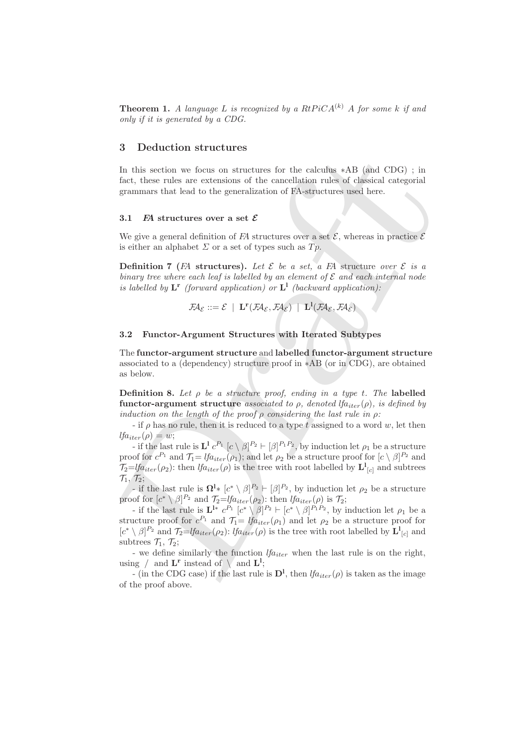**Theorem 1.** *A language $L$ is recognized by a $RtPiCA^{(k)}$ $A$ for some $k$ if and only if it is generated by a CDG.*

## 3 Deduction structures

In this section we focus on structures for the calculus $*$AB (and CDG) ; in fact, these rules are extensions of the cancellation rules of classical categorial grammars that lead to the generalization of FA-structures used here.

### 3.1 *FA* structures over a set $\mathcal{E}$

We give a general definition of *FA* structures over a set $\mathcal{E}$, whereas in practice $\mathcal{E}$ is either an alphabet $\Sigma$ or a set of types such as $Tp$.

**Definition 7 (*FA* structures).** *Let $\mathcal{E}$ be a set, a FA* structure *over $\mathcal{E}$ is a binary tree where each leaf is labelled by an element of $\mathcal{E}$ and each internal node is labelled by $\mathbf{L^r}$ (forward application) or $\mathbf{L^l}$ (backward application):*

$$\mathcal{FA}_{\mathcal{E}} ::= \mathcal{E} \ \mid \ \mathbf{L^r}(\mathcal{FA}_{\mathcal{E}}, \mathcal{FA}_{\mathcal{E}}) \ \mid \ \mathbf{L^l}(\mathcal{FA}_{\mathcal{E}}, \mathcal{FA}_{\mathcal{E}})$$

### 3.2 Functor-Argument Structures with Iterated Subtypes

The **functor-argument structure** and **labelled functor-argument structure** associated to a (dependency) structure proof in $*$AB (or in CDG), are obtained as below.

**Definition 8.** *Let $\rho$ be a structure proof, ending in a type $t$. The* **labelled functor-argument structure** *associated to $\rho$, denoted $lfa_{iter}(\rho)$, is defined by induction on the length of the proof $\rho$ considering the last rule in $\rho$:*

- if $\rho$ has no rule, then it is reduced to a type $t$ assigned to a word $w$, let then $lfa_{iter}(\rho) = w$;

- if the last rule is $\mathbf{L^l}$ $c^{P_1}$ $[c \setminus \beta]^{P_2} \vdash [\beta]^{P_1 P_2}$, by induction let $\rho_1$ be a structure proof for $c^{P_1}$ and $\mathcal{T}_1 = lfa_{iter}(\rho_1)$; and let $\rho_2$ be a structure proof for $[c \setminus \beta]^{P_2}$ and $\mathcal{T}_2 = lfa_{iter}(\rho_2)$: then $lfa_{iter}(\rho)$ is the tree with root labelled by $\mathbf{L^l}_{[c]}$ and subtrees $\mathcal{T}_1$, $\mathcal{T}_2$;

- if the last rule is $\mathbf{\Omega^l}*$ $[c^* \setminus \beta]^{P_2} \vdash [\beta]^{P_2}$, by induction let $\rho_2$ be a structure proof for $[c^* \setminus \beta]^{P_2}$ and $\mathcal{T}_2 = lfa_{iter}(\rho_2)$: then $lfa_{iter}(\rho)$ is $\mathcal{T}_2$;

- if the last rule is $\mathbf{L^l}*$ $c^{P_1}$ $[c^* \setminus \beta]^{P_2} \vdash [c^* \setminus \beta]^{P_1 P_2}$, by induction let $\rho_1$ be a structure proof for $c^{P_1}$ and $\mathcal{T}_1 = lfa_{iter}(\rho_1)$ and let $\rho_2$ be a structure proof for $[c^* \setminus \beta]^{P_2}$ and $\mathcal{T}_2 = lfa_{iter}(\rho_2)$: $lfa_{iter}(\rho)$ is the tree with root labelled by $\mathbf{L^l}_{[c]}$ and subtrees $\mathcal{T}_1$, $\mathcal{T}_2$;

- we define similarly the function $lfa_{iter}$ when the last rule is on the right, using $/$ and $\mathbf{L^r}$ instead of $\setminus$ and $\mathbf{L^l}$;

- (in the CDG case) if the last rule is $\mathbf{D^l}$, then $lfa_{iter}(\rho)$ is taken as the image of the proof above.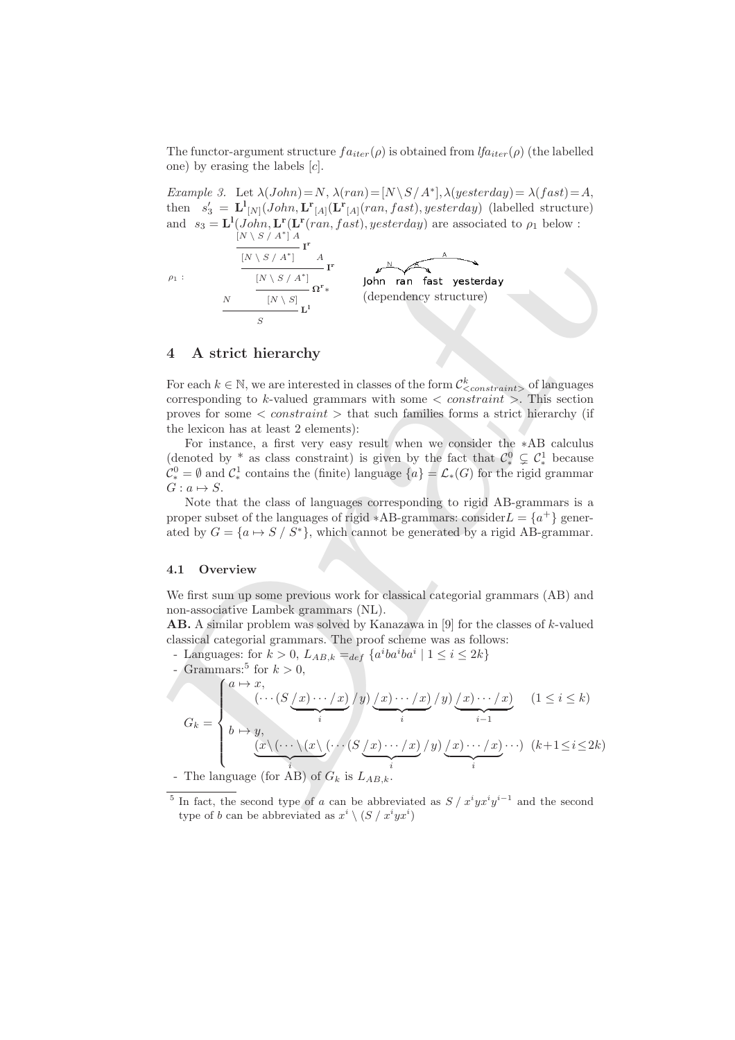The functor-argument structure $fa_{iter}(\rho)$ is obtained from $lfa_{iter}(\rho)$ (the labelled one) by erasing the labels $[c]$.

*Example 3.* Let $\lambda(John) = N$, $\lambda(ran) = [N \setminus S / A^*]$, $\lambda(yesterday) = \lambda(fast) = A$, then $s'_3 = \mathbf{L^l}_{[N]}(John, \mathbf{L^r}_{[A]}(\mathbf{L^r}_{[A]}(ran, fast), yesterday)$ (labelled structure) and $s_3 = \mathbf{L^l}(John, \mathbf{L^r}(\mathbf{L^r}(ran, fast), yesterday)$ are associated to $\rho_1$ below :

$$\rho_1 : \quad \dfrac{N \qquad \dfrac{\dfrac{\dfrac{\dfrac{[N \setminus S / A^*] \; A}{[N \setminus S / A^*]}\,\mathbf{I^r} \qquad A}{[N \setminus S / A^*]}\,\mathbf{I^r}}{[N \setminus S]}\,\mathbf{\Omega^r}_*}{}}{S}\,\mathbf{L^l}$$

John ran fast yesterday
(dependency structure)

## 4 A strict hierarchy

For each $k \in \mathbb{N}$, we are interested in classes of the form $\mathcal{C}^k_{<constraint>}$ of languages corresponding to $k$-valued grammars with some $< constraint >$. This section proves for some $< constraint >$ that such families forms a strict hierarchy (if the lexicon has at least 2 elements):

For instance, a first very easy result when we consider the $*$AB calculus (denoted by $*$ as class constraint) is given by the fact that $\mathcal{C}^0_* \subsetneq \mathcal{C}^1_*$ because $\mathcal{C}^0_* = \emptyset$ and $\mathcal{C}^1_*$ contains the (finite) language $\{a\} = \mathcal{L}_*(G)$ for the rigid grammar $G : a \mapsto S$.

Note that the class of languages corresponding to rigid AB-grammars is a proper subset of the languages of rigid $*$AB-grammars: consider$L = \{a^+\}$ generated by $G = \{a \mapsto S / S^*\}$, which cannot be generated by a rigid AB-grammar.

### 4.1 Overview

We first sum up some previous work for classical categorial grammars (AB) and non-associative Lambek grammars (NL).

**AB.** A similar problem was solved by Kanazawa in [9] for the classes of $k$-valued classical categorial grammars. The proof scheme was as follows:

- Languages: for $k > 0$, $L_{AB,k} =_{def} \{a^iba^iba^i \mid 1 \leq i \leq 2k\}$
- Grammars:[5] for $k > 0$,

$$G_k = \begin{cases} a \mapsto x, \\ \qquad (\cdots(S \underbrace{/x)\cdots/x)}_{i}/y)\underbrace{/x)\cdots/x)}_{i}/y)\underbrace{/x)\cdots/x)}_{i-1} \quad (1 \leq i \leq k) \\ b \mapsto y, \\ \qquad \underbrace{(x\setminus(\cdots\setminus(x\setminus}_{i}(\cdots(S\underbrace{/x)\cdots/x)}_{i}/y)\underbrace{/x)\cdots/x)}_{i}\cdots) \;\; (k{+}1{\leq}i{\leq}2k) \end{cases}$$

- The language (for AB) of $G_k$ is $L_{AB,k}$.

[5] In fact, the second type of $a$ can be abbreviated as $S / x^iyx^iy^{i-1}$ and the second type of $b$ can be abbreviated as $x^i \setminus (S / x^iyx^i)$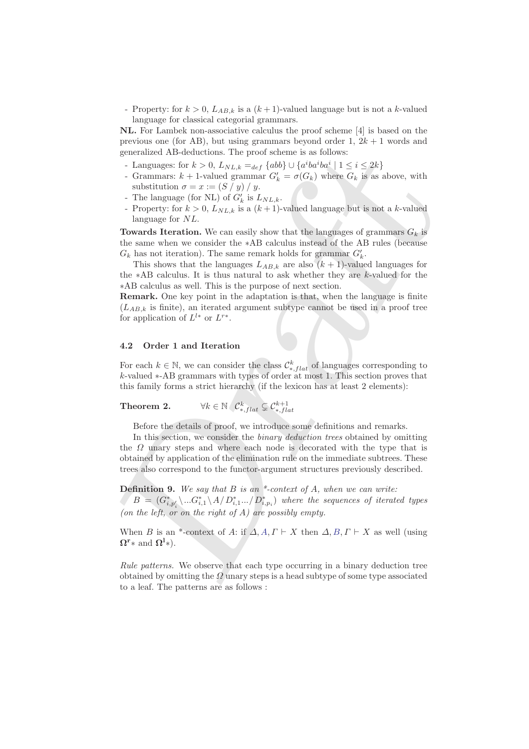- Property: for $k > 0$, $L_{AB,k}$ is a $(k+1)$-valued language but is not a $k$-valued language for classical categorial grammars.

**NL.** For Lambek non-associative calculus the proof scheme [4] is based on the previous one (for AB), but using grammars beyond order 1, $2k+1$ words and generalized AB-deductions. The proof scheme is as follows:

- Languages: for $k > 0$, $L_{NL,k} =_{def} \{abb\} \cup \{a^i ba^i ba^i \mid 1 \leq i \leq 2k\}$
- Grammars: $k+1$-valued grammar $G'_k = \sigma(G_k)$ where $G_k$ is as above, with substitution $\sigma = x := (S \,/\, y) \,/\, y$.
- The language (for NL) of $G'_k$ is $L_{NL,k}$.
- Property: for $k > 0$, $L_{NL,k}$ is a $(k+1)$-valued language but is not a $k$-valued language for $NL$.

**Towards Iteration.** We can easily show that the languages of grammars $G_k$ is the same when we consider the $*$AB calculus instead of the AB rules (because $G_k$ has not iteration). The same remark holds for grammar $G'_k$.

This shows that the languages $L_{AB,k}$ are also $(k+1)$-valued languages for the $*$AB calculus. It is thus natural to ask whether they are $k$-valued for the $*$AB calculus as well. This is the purpose of next section.

**Remark.** One key point in the adaptation is that, when the language is finite ($L_{AB,k}$ is finite), an iterated argument subtype cannot be used in a proof tree for application of $L^{l*}$ or $L^{r*}$.

### 4.2 Order 1 and Iteration

For each $k \in \mathbb{N}$, we can consider the class $\mathcal{C}^k_{*,flat}$ of languages corresponding to $k$-valued $*$-AB grammars with types of order at most 1. This section proves that this family forms a strict hierarchy (if the lexicon has at least 2 elements):

**Theorem 2.** $\quad \forall k \in \mathbb{N} \quad \mathcal{C}^k_{*,flat} \subsetneq \mathcal{C}^{k+1}_{*,flat}$

Before the details of proof, we introduce some definitions and remarks.

In this section, we consider the *binary deduction trees* obtained by omitting the $\Omega$ unary steps and where each node is decorated with the type that is obtained by application of the elimination rule on the immediate subtrees. These trees also correspond to the functor-argument structures previously described.

**Definition 9.** *We say that $B$ is an \*-context of $A$, when we can write:*
*$B = (G^*_{i,p'_i} \backslash ... G^*_{i,1} \backslash A \,/\, D^*_{i,1} ... \,/\, D^*_{i,p_i})$ where the sequences of iterated types (on the left, or on the right of $A$) are possibly empty.*

When $B$ is an \*-context of $A$: if $\Delta, A, \Gamma \vdash X$ then $\Delta, B, \Gamma \vdash X$ as well (using $\mathbf{\Omega^r}*$ and $\mathbf{\Omega^l}*$).

*Rule patterns.* We observe that each type occurring in a binary deduction tree obtained by omitting the $\Omega$ unary steps is a head subtype of some type associated to a leaf. The patterns are as follows :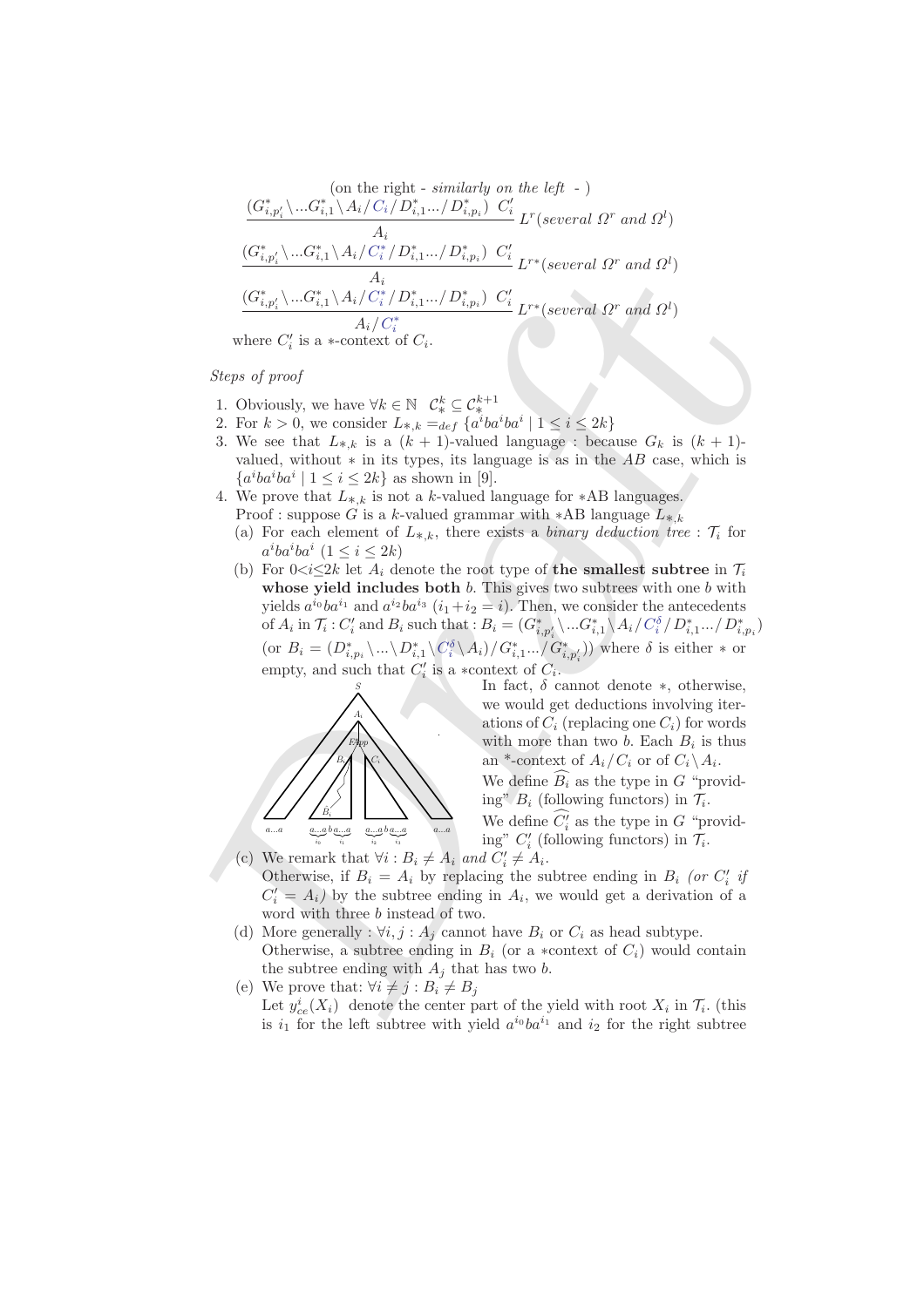(on the right - *similarly on the left* - )

$$\frac{(G^*_{i,p'_i}\backslash ...G^*_{i,1}\backslash A_i/C_i/D^*_{i,1}.../D^*_{i,p_i})\ \ C'_i}{A_i}\ L^r(\textit{several } \Omega^r \textit{ and } \Omega^l)$$

$$\frac{(G^*_{i,p'_i}\backslash ...G^*_{i,1}\backslash A_i/C^*_i/D^*_{i,1}.../D^*_{i,p_i})\ \ C'_i}{A_i}\ L^{r*}(\textit{several } \Omega^r \textit{ and } \Omega^l)$$

$$\frac{(G^*_{i,p'_i}\backslash ...G^*_{i,1}\backslash A_i/C^*_i/D^*_{i,1}.../D^*_{i,p_i})\ \ C'_i}{A_i/C^*_i}\ L^{r*}(\textit{several } \Omega^r \textit{ and } \Omega^l)$$

where $C'_i$ is a $*$-context of $C_i$.

*Steps of proof*

1. Obviously, we have $\forall k \in \mathbb{N}\quad \mathcal{C}^k_* \subseteq \mathcal{C}^{k+1}_*$
2. For $k > 0$, we consider $L_{*,k} =_{def} \{a^iba^iba^i \mid 1 \leq i \leq 2k\}$
3. We see that $L_{*,k}$ is a $(k+1)$-valued language : because $G_k$ is $(k+1)$-valued, without $*$ in its types, its language is as in the $AB$ case, which is $\{a^iba^iba^i \mid 1 \leq i \leq 2k\}$ as shown in [9].
4. We prove that $L_{*,k}$ is not a $k$-valued language for $*$AB languages.
   Proof : suppose $G$ is a $k$-valued grammar with $*$AB language $L_{*,k}$
   (a) For each element of $L_{*,k}$, there exists a *binary deduction tree* : $\mathcal{T}_i$ for $a^iba^iba^i$ $(1 \leq i \leq 2k)$
   (b) For $0<i\leq 2k$ let $A_i$ denote the root type of **the smallest subtree** in $\mathcal{T}_i$ **whose yield includes both** $b$. This gives two subtrees with one $b$ with yields $a^{i_0}ba^{i_1}$ and $a^{i_2}ba^{i_3}$ $(i_1+i_2 = i)$. Then, we consider the antecedents of $A_i$ in $\mathcal{T}_i$ : $C'_i$ and $B_i$ such that : $B_i = (G^*_{i,p'_i}\backslash ...G^*_{i,1}\backslash A_i/C^\delta_i/D^*_{i,1}.../D^*_{i,p_i})$ (or $B_i = (D^*_{i,p_i}\backslash ...\backslash D^*_{i,1}\backslash C^\delta_i\backslash A_i)/G^*_{i,1}.../G^*_{i,p'_i})$) where $\delta$ is either $*$ or empty, and such that $C'_i$ is a $*$context of $C_i$.
   In fact, $\delta$ cannot denote $*$, otherwise, we would get deductions involving iterations of $C_i$ (replacing one $C_i$) for words with more than two $b$. Each $B_i$ is thus an $*$-context of $A_i/C_i$ or of $C_i\backslash A_i$.
   We define $\widehat{B_i}$ as the type in $G$ "providing" $B_i$ (following functors) in $\mathcal{T}_i$.
   We define $\widehat{C'_i}$ as the type in $G$ "providing" $C'_i$ (following functors) in $\mathcal{T}_i$.
   (c) We remark that $\forall i : B_i \neq A_i$ *and* $C'_i \neq A_i$.
   Otherwise, if $B_i = A_i$ by replacing the subtree ending in $B_i$ *(or $C'_i$ if $C'_i = A_i$)* by the subtree ending in $A_i$, we would get a derivation of a word with three $b$ instead of two.
   (d) More generally : $\forall i,j : A_j$ cannot have $B_i$ or $C_i$ as head subtype.
   Otherwise, a subtree ending in $B_i$ (or a $*$context of $C_i$) would contain the subtree ending with $A_j$ that has two $b$.
   (e) We prove that: $\forall i \neq j : B_i \neq B_j$
   Let $y^i_{ce}(X_i)$ denote the center part of the yield with root $X_i$ in $\mathcal{T}_i$. (this is $i_1$ for the left subtree with yield $a^{i_0}ba^{i_1}$ and $i_2$ for the right subtree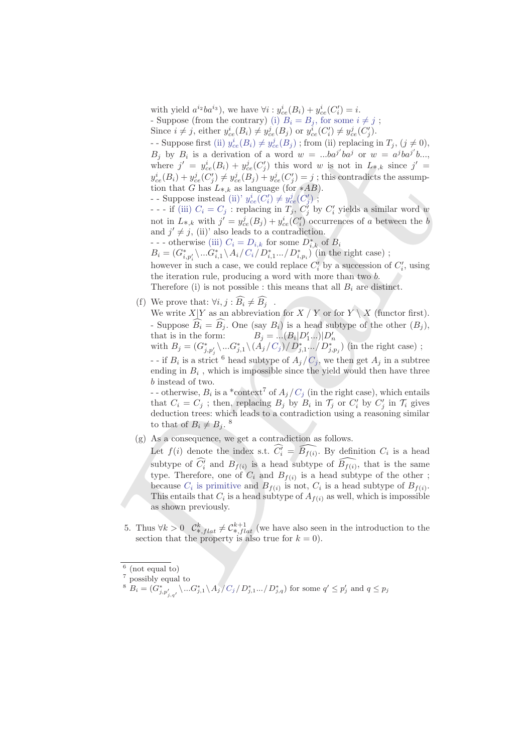with yield $a^{i_2}ba^{i_3}$), we have $\forall i : y^i_{ce}(B_i) + y^i_{ce}(C'_i) = i$.
- Suppose (from the contrary) (i) $B_i = B_j$, for some $i \neq j$ ;
Since $i \neq j$, either $y^i_{ce}(B_i) \neq y^j_{ce}(B_j)$ or $y^i_{ce}(C'_i) \neq y^j_{ce}(C'_j)$.
- - Suppose first (ii) $y^i_{ce}(B_i) \neq y^j_{ce}(B_j)$ ; from (ii) replacing in $T_j$, $(j \neq 0)$, $B_j$ by $B_i$ is a derivation of a word $w = ...ba^{j'}ba^j$ or $w = a^jba^{j'}b...$, where $j' = y^i_{ce}(B_i) + y^j_{ce}(C'_j)$ this word $w$ is not in $L_{*,k}$ since $j' = y^i_{ce}(B_i) + y^j_{ce}(C'_j) \neq y^j_{ce}(B_j) + y^j_{ce}(C'_j) = j$ ; this contradicts the assumption that $G$ has $L_{*,k}$ as language (for $*AB$).
- - Suppose instead (ii)' $y^i_{ce}(C'_i) \neq y^j_{ce}(C'_j)$ ;
- - - if (iii) $C_i = C_j$ : replacing in $T_j$, $C'_j$ by $C'_i$ yields a similar word $w$ not in $L_{*,k}$ with $j' = y^j_{ce}(B_j) + y^i_{ce}(C'_i)$ occurrences of $a$ between the $b$ and $j' \neq j$, (ii)' also leads to a contradiction.
- - - otherwise (iii) $C_i = D_{i,k}$ for some $D^*_{i,k}$ of $B_i$
$B_i = (G^*_{i,p'_i} \backslash ... G^*_{i,1} \backslash A_i / C_i / D^*_{i,1} ... / D^*_{i,p_i})$ (in the right case) ;
however in such a case, we could replace $C'_i$ by a succession of $C'_i$, using the iteration rule, producing a word with more than two $b$.
Therefore (i) is not possible : this means that all $B_i$ are distinct.

(f) We prove that: $\forall i, j : \widehat{B_i} \neq \widehat{B_j}$ .
We write $X|Y$ as an abbreviation for $X \,/\, Y$ or for $Y \setminus X$ (functor first).
- Suppose $\widehat{B_i} = \widehat{B_j}$. One (say $B_i$) is a head subtype of the other ($B_j$), that is in the form: $\quad B_j = ...(B_i|D'_1...)|D'_n$
with $B_j = (G^*_{j,p'_j} \backslash ... G^*_{j,1} \backslash (A_j / C_j) / D^*_{j,1} ... / D^*_{j,p_j})$ (in the right case) ;
- - if $B_i$ is a strict [6] head subtype of $A_j / C_j$, we then get $A_j$ in a subtree ending in $B_i$ , which is impossible since the yield would then have three $b$ instead of two.
- - otherwise, $B_i$ is a \*context[7] of $A_j / C_j$ (in the right case), which entails that $C_i = C_j$ ; then, replacing $B_j$ by $B_i$ in $\mathcal{T}_j$ or $C'_i$ by $C'_j$ in $\mathcal{T}_i$ gives deduction trees: which leads to a contradiction using a reasoning similar to that of $B_i \neq B_j$. [8]

(g) As a consequence, we get a contradiction as follows.
Let $f(i)$ denote the index s.t. $\widehat{C'_i} = \widehat{B_{f(i)}}$. By definition $C_i$ is a head subtype of $\widehat{C'_i}$ and $B_{f(i)}$ is a head subtype of $\widehat{B_{f(i)}}$, that is the same type. Therefore, one of $C_i$ and $B_{f(i)}$ is a head subtype of the other ; because $C_i$ is primitive and $B_{f(i)}$ is not, $C_i$ is a head subtype of $B_{f(i)}$. This entails that $C_i$ is a head subtype of $A_{f(i)}$ as well, which is impossible as shown previously.

5. Thus $\forall k > 0 \;\; \mathcal{C}^k_{*,flat} \neq \mathcal{C}^{k+1}_{*,flat}$ (we have also seen in the introduction to the section that the property is also true for $k = 0$).

---

[6] (not equal to)

[7] possibly equal to

[8] $B_i = (G^*_{j,p'_{j,q'}} \backslash ... G^*_{j,1} \backslash A_j / C_j / D^*_{j,1} ... / D^*_{j,q})$ for some $q' \leq p'_j$ and $q \leq p_j$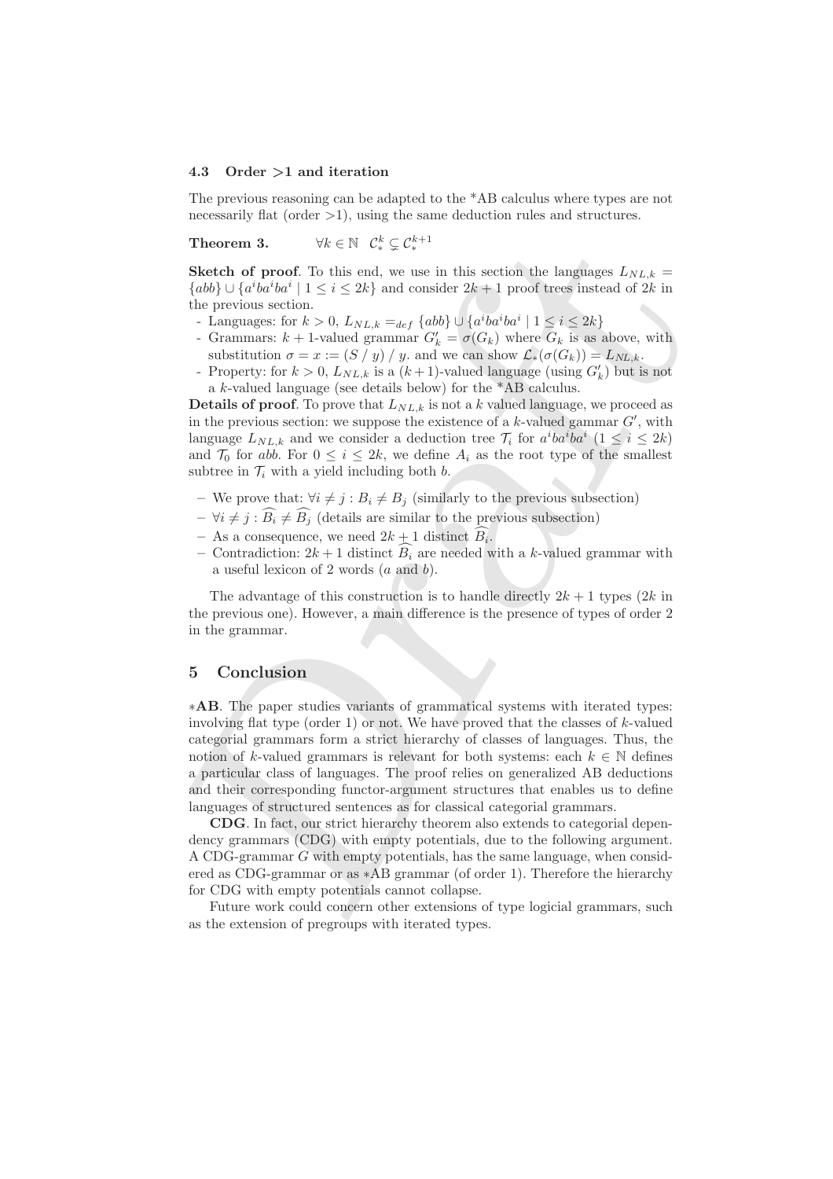### 4.3 Order >1 and iteration

The previous reasoning can be adapted to the *AB calculus where types are not necessarily flat (order >1), using the same deduction rules and structures.

**Theorem 3.** $\forall k \in \mathbb{N} \quad \mathcal{C}_*^k \subsetneq \mathcal{C}_*^{k+1}$

**Sketch of proof**. To this end, we use in this section the languages $L_{NL,k} = \{abb\} \cup \{a^iba^iba^i \mid 1 \le i \le 2k\}$ and consider $2k+1$ proof trees instead of $2k$ in the previous section.

- Languages: for $k > 0$, $L_{NL,k} =_{def} \{abb\} \cup \{a^iba^iba^i \mid 1 \le i \le 2k\}$
- Grammars: $k+1$-valued grammar $G'_k = \sigma(G_k)$ where $G_k$ is as above, with substitution $\sigma = x := (S \mathbin{/} y) \mathbin{/} y$. and we can show $\mathcal{L}_*(\sigma(G_k)) = L_{NL,k}$.
- Property: for $k > 0$, $L_{NL,k}$ is a $(k+1)$-valued language (using $G'_k$) but is not a $k$-valued language (see details below) for the *AB calculus.

**Details of proof**. To prove that $L_{NL,k}$ is not a $k$ valued language, we proceed as in the previous section: we suppose the existence of a $k$-valued gammar $G'$, with language $L_{NL,k}$ and we consider a deduction tree $\mathcal{T}_i$ for $a^iba^iba^i$ $(1 \le i \le 2k)$ and $\mathcal{T}_0$ for $abb$. For $0 \le i \le 2k$, we define $A_i$ as the root type of the smallest subtree in $\mathcal{T}_i$ with a yield including both $b$.

- We prove that: $\forall i \neq j : B_i \neq B_j$ (similarly to the previous subsection)
- $\forall i \neq j : \widehat{B_i} \neq \widehat{B_j}$ (details are similar to the previous subsection)
- As a consequence, we need $2k+1$ distinct $\widehat{B_i}$.
- Contradiction: $2k+1$ distinct $\widehat{B_i}$ are needed with a $k$-valued grammar with a useful lexicon of 2 words ($a$ and $b$).

The advantage of this construction is to handle directly $2k+1$ types ($2k$ in the previous one). However, a main difference is the presence of types of order 2 in the grammar.

## 5 Conclusion

**∗AB**. The paper studies variants of grammatical systems with iterated types: involving flat type (order 1) or not. We have proved that the classes of $k$-valued categorial grammars form a strict hierarchy of classes of languages. Thus, the notion of $k$-valued grammars is relevant for both systems: each $k \in \mathbb{N}$ defines a particular class of languages. The proof relies on generalized AB deductions and their corresponding functor-argument structures that enables us to define languages of structured sentences as for classical categorial grammars.

**CDG**. In fact, our strict hierarchy theorem also extends to categorial dependency grammars (CDG) with empty potentials, due to the following argument. A CDG-grammar $G$ with empty potentials, has the same language, when considered as CDG-grammar or as ∗AB grammar (of order 1). Therefore the hierarchy for CDG with empty potentials cannot collapse.

Future work could concern other extensions of type logicial grammars, such as the extension of pregroups with iterated types.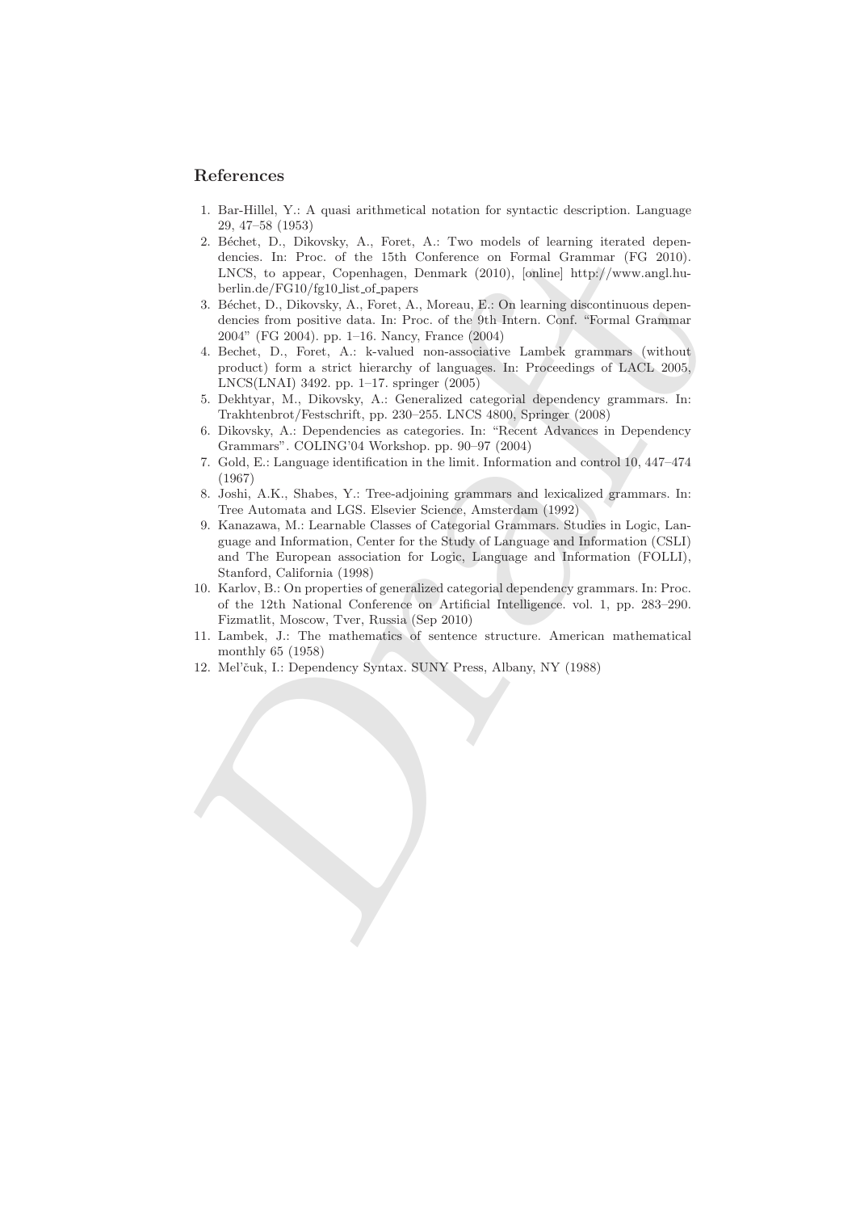## References

1. Bar-Hillel, Y.: A quasi arithmetical notation for syntactic description. Language 29, 47–58 (1953)
2. Béchet, D., Dikovsky, A., Foret, A.: Two models of learning iterated dependencies. In: Proc. of the 15th Conference on Formal Grammar (FG 2010). LNCS, to appear, Copenhagen, Denmark (2010), [online] http://www.angl.hu-berlin.de/FG10/fg10_list_of_papers
3. Béchet, D., Dikovsky, A., Foret, A., Moreau, E.: On learning discontinuous dependencies from positive data. In: Proc. of the 9th Intern. Conf. "Formal Grammar 2004" (FG 2004). pp. 1–16. Nancy, France (2004)
4. Bechet, D., Foret, A.: k-valued non-associative Lambek grammars (without product) form a strict hierarchy of languages. In: Proceedings of LACL 2005, LNCS(LNAI) 3492. pp. 1–17. springer (2005)
5. Dekhtyar, M., Dikovsky, A.: Generalized categorial dependency grammars. In: Trakhtenbrot/Festschrift, pp. 230–255. LNCS 4800, Springer (2008)
6. Dikovsky, A.: Dependencies as categories. In: "Recent Advances in Dependency Grammars". COLING'04 Workshop. pp. 90–97 (2004)
7. Gold, E.: Language identification in the limit. Information and control 10, 447–474 (1967)
8. Joshi, A.K., Shabes, Y.: Tree-adjoining grammars and lexicalized grammars. In: Tree Automata and LGS. Elsevier Science, Amsterdam (1992)
9. Kanazawa, M.: Learnable Classes of Categorial Grammars. Studies in Logic, Language and Information, Center for the Study of Language and Information (CSLI) and The European association for Logic, Language and Information (FOLLI), Stanford, California (1998)
10. Karlov, B.: On properties of generalized categorial dependency grammars. In: Proc. of the 12th National Conference on Artificial Intelligence. vol. 1, pp. 283–290. Fizmatlit, Moscow, Tver, Russia (Sep 2010)
11. Lambek, J.: The mathematics of sentence structure. American mathematical monthly 65 (1958)
12. Mel'čuk, I.: Dependency Syntax. SUNY Press, Albany, NY (1988)